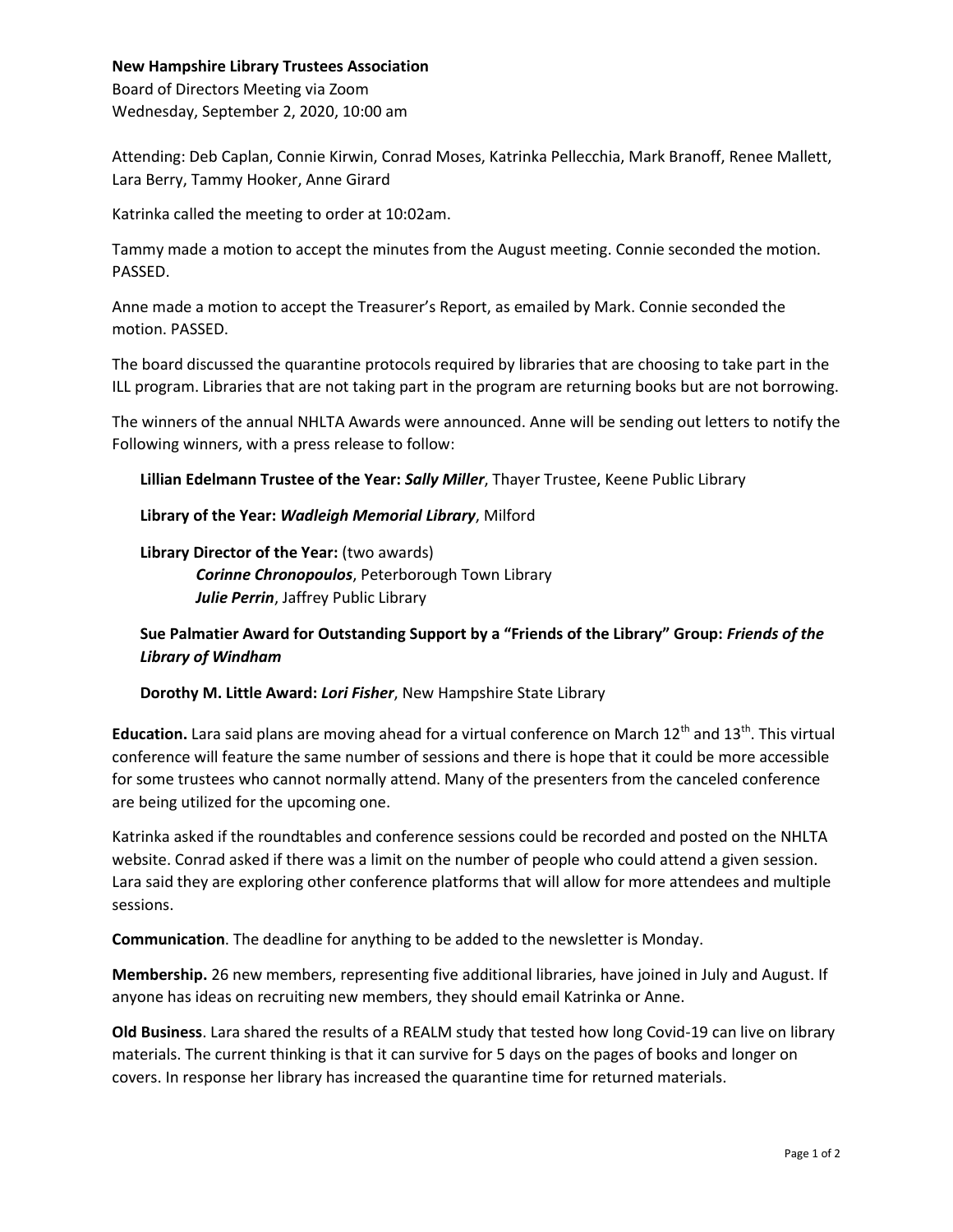**New Hampshire Library Trustees Association**

Board of Directors Meeting via Zoom

Wednesday, September 2, 2020, 10:00 am

Attending: Deb Caplan, Connie Kirwin, Conrad Moses, Katrinka Pellecchia, Mark Branoff, Renee Mallett, Lara Berry, Tammy Hooker, Anne Girard

Katrinka called the meeting to order at 10:02am.

Tammy made a motion to accept the minutes from the August meeting. Connie seconded the motion. PASSED.

Anne made a motion to accept the Treasurer's Report, as emailed by Mark. Connie seconded the motion. PASSED.

The board discussed the quarantine protocols required by libraries that are choosing to take part in the ILL program. Libraries that are not taking part in the program are returning books but are not borrowing.

The winners of the annual NHLTA Awards were announced. Anne will be sending out letters to notify the Following winners, with a press release to follow:

**Lillian Edelmann Trustee of the Year:** ***Sally Miller***, Thayer Trustee, Keene Public Library

**Library of the Year:** ***Wadleigh Memorial Library***, Milford

**Library Director of the Year:** (two awards)
***Corinne Chronopoulos***, Peterborough Town Library
***Julie Perrin***, Jaffrey Public Library

**Sue Palmatier Award for Outstanding Support by a "Friends of the Library" Group:** ***Friends of the Library of Windham***

**Dorothy M. Little Award:** ***Lori Fisher***, New Hampshire State Library

**Education.** Lara said plans are moving ahead for a virtual conference on March 12th and 13th. This virtual conference will feature the same number of sessions and there is hope that it could be more accessible for some trustees who cannot normally attend. Many of the presenters from the canceled conference are being utilized for the upcoming one.

Katrinka asked if the roundtables and conference sessions could be recorded and posted on the NHLTA website. Conrad asked if there was a limit on the number of people who could attend a given session. Lara said they are exploring other conference platforms that will allow for more attendees and multiple sessions.

**Communication**. The deadline for anything to be added to the newsletter is Monday.

**Membership.** 26 new members, representing five additional libraries, have joined in July and August. If anyone has ideas on recruiting new members, they should email Katrinka or Anne.

**Old Business**. Lara shared the results of a REALM study that tested how long Covid-19 can live on library materials. The current thinking is that it can survive for 5 days on the pages of books and longer on covers. In response her library has increased the quarantine time for returned materials.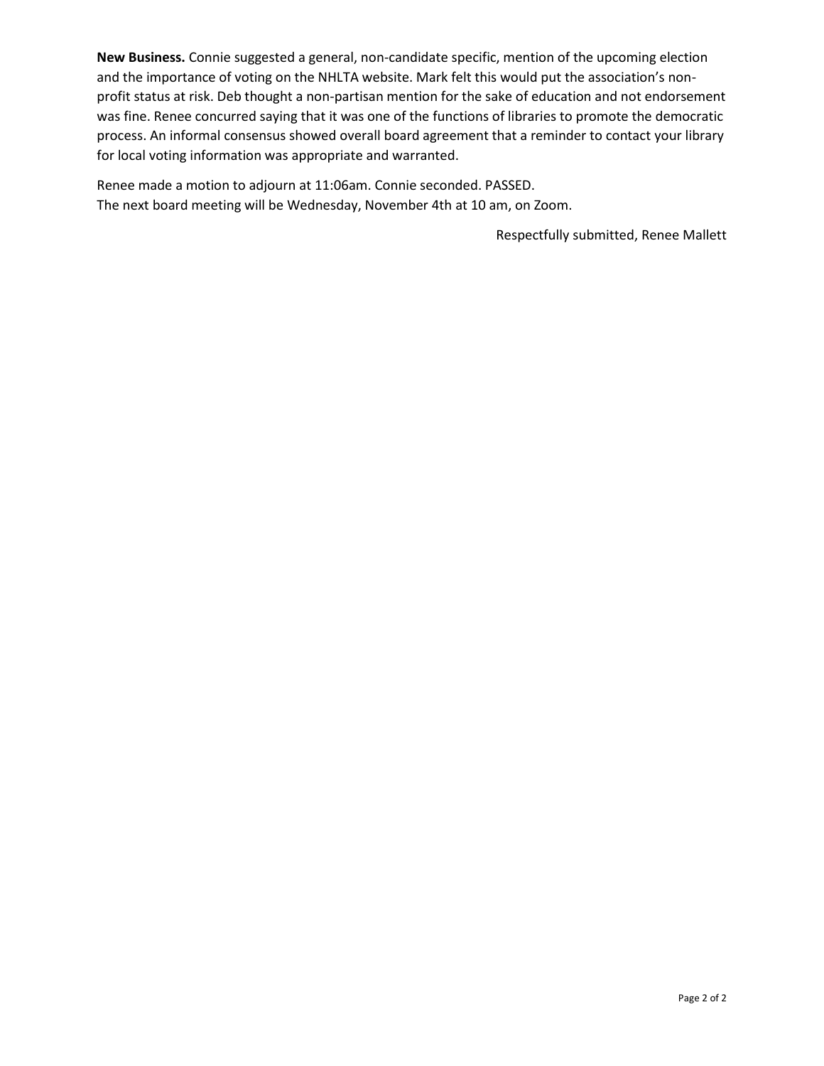**New Business.** Connie suggested a general, non-candidate specific, mention of the upcoming election and the importance of voting on the NHLTA website. Mark felt this would put the association's non-profit status at risk. Deb thought a non-partisan mention for the sake of education and not endorsement was fine. Renee concurred saying that it was one of the functions of libraries to promote the democratic process. An informal consensus showed overall board agreement that a reminder to contact your library for local voting information was appropriate and warranted.

Renee made a motion to adjourn at 11:06am. Connie seconded. PASSED.
The next board meeting will be Wednesday, November 4th at 10 am, on Zoom.

Respectfully submitted, Renee Mallett